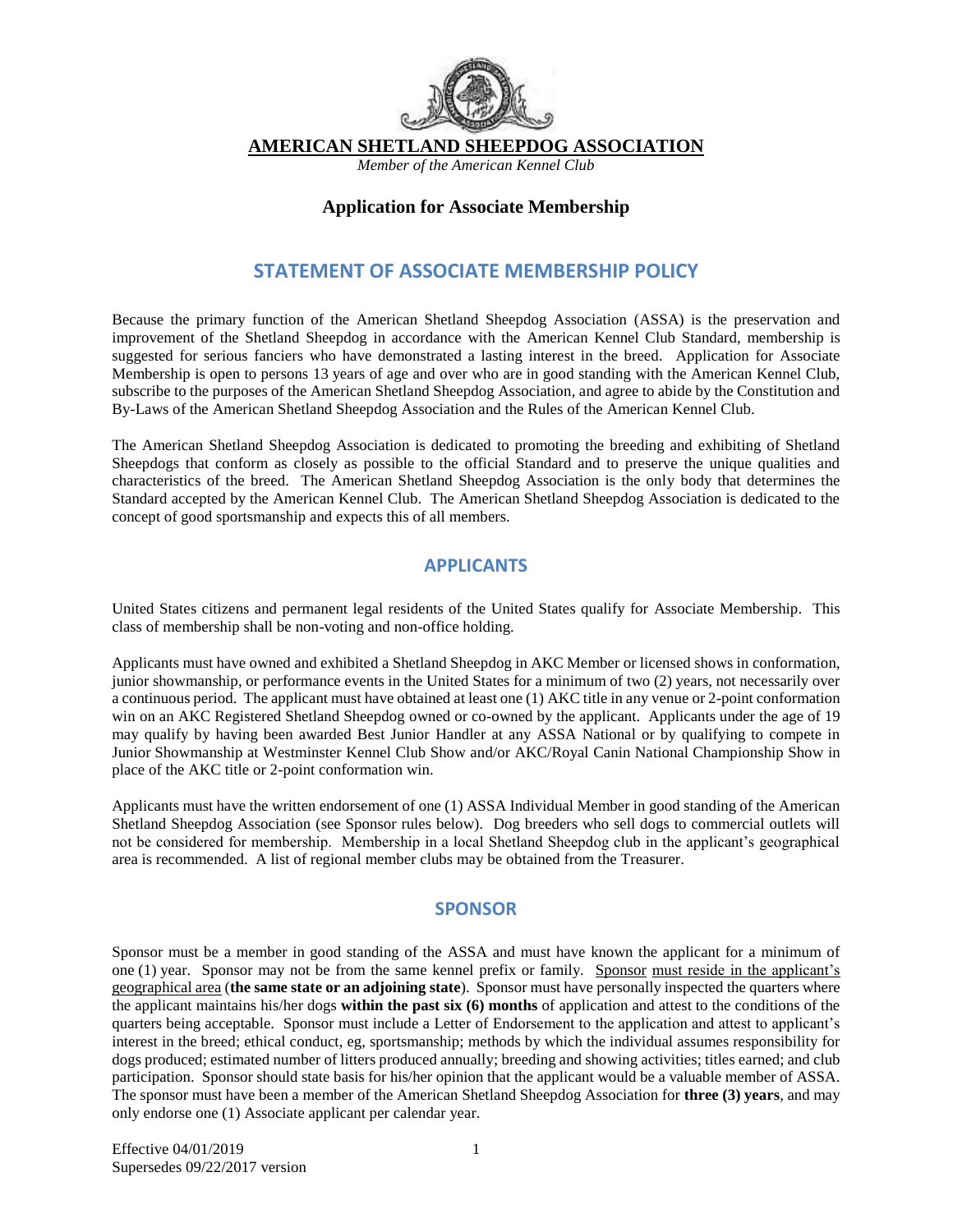# AMERICAN SHETLAND SHEEPDOG ASSOCIATION

*Member of the American Kennel Club*

### Application for Associate Membership

## STATEMENT OF ASSOCIATE MEMBERSHIP POLICY

Because the primary function of the American Shetland Sheepdog Association (ASSA) is the preservation and improvement of the Shetland Sheepdog in accordance with the American Kennel Club Standard, membership is suggested for serious fanciers who have demonstrated a lasting interest in the breed. Application for Associate Membership is open to persons 13 years of age and over who are in good standing with the American Kennel Club, subscribe to the purposes of the American Shetland Sheepdog Association, and agree to abide by the Constitution and By-Laws of the American Shetland Sheepdog Association and the Rules of the American Kennel Club.

The American Shetland Sheepdog Association is dedicated to promoting the breeding and exhibiting of Shetland Sheepdogs that conform as closely as possible to the official Standard and to preserve the unique qualities and characteristics of the breed. The American Shetland Sheepdog Association is the only body that determines the Standard accepted by the American Kennel Club. The American Shetland Sheepdog Association is dedicated to the concept of good sportsmanship and expects this of all members.

## APPLICANTS

United States citizens and permanent legal residents of the United States qualify for Associate Membership. This class of membership shall be non-voting and non-office holding.

Applicants must have owned and exhibited a Shetland Sheepdog in AKC Member or licensed shows in conformation, junior showmanship, or performance events in the United States for a minimum of two (2) years, not necessarily over a continuous period. The applicant must have obtained at least one (1) AKC title in any venue or 2-point conformation win on an AKC Registered Shetland Sheepdog owned or co-owned by the applicant. Applicants under the age of 19 may qualify by having been awarded Best Junior Handler at any ASSA National or by qualifying to compete in Junior Showmanship at Westminster Kennel Club Show and/or AKC/Royal Canin National Championship Show in place of the AKC title or 2-point conformation win.

Applicants must have the written endorsement of one (1) ASSA Individual Member in good standing of the American Shetland Sheepdog Association (see Sponsor rules below). Dog breeders who sell dogs to commercial outlets will not be considered for membership. Membership in a local Shetland Sheepdog club in the applicant's geographical area is recommended. A list of regional member clubs may be obtained from the Treasurer.

## SPONSOR

Sponsor must be a member in good standing of the ASSA and must have known the applicant for a minimum of one (1) year. Sponsor may not be from the same kennel prefix or family. Sponsor must reside in the applicant's geographical area (**the same state or an adjoining state**). Sponsor must have personally inspected the quarters where the applicant maintains his/her dogs **within the past six (6) months** of application and attest to the conditions of the quarters being acceptable. Sponsor must include a Letter of Endorsement to the application and attest to applicant's interest in the breed; ethical conduct, eg, sportsmanship; methods by which the individual assumes responsibility for dogs produced; estimated number of litters produced annually; breeding and showing activities; titles earned; and club participation. Sponsor should state basis for his/her opinion that the applicant would be a valuable member of ASSA. The sponsor must have been a member of the American Shetland Sheepdog Association for **three (3) years**, and may only endorse one (1) Associate applicant per calendar year.

Effective 04/01/2019
Supersedes 09/22/2017 version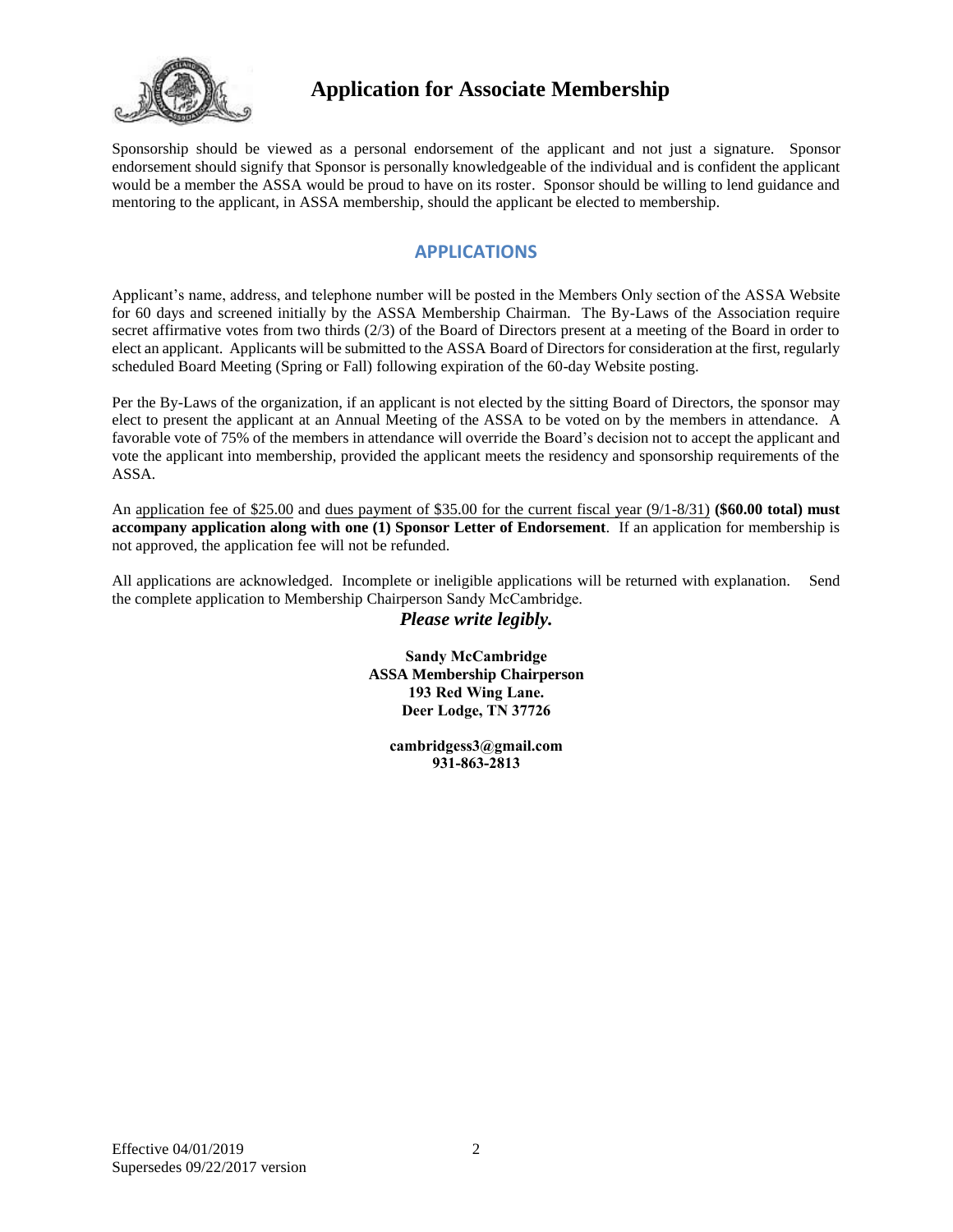# Application for Associate Membership

Sponsorship should be viewed as a personal endorsement of the applicant and not just a signature. Sponsor endorsement should signify that Sponsor is personally knowledgeable of the individual and is confident the applicant would be a member the ASSA would be proud to have on its roster. Sponsor should be willing to lend guidance and mentoring to the applicant, in ASSA membership, should the applicant be elected to membership.

## APPLICATIONS

Applicant's name, address, and telephone number will be posted in the Members Only section of the ASSA Website for 60 days and screened initially by the ASSA Membership Chairman. The By-Laws of the Association require secret affirmative votes from two thirds (2/3) of the Board of Directors present at a meeting of the Board in order to elect an applicant. Applicants will be submitted to the ASSA Board of Directors for consideration at the first, regularly scheduled Board Meeting (Spring or Fall) following expiration of the 60-day Website posting.

Per the By-Laws of the organization, if an applicant is not elected by the sitting Board of Directors, the sponsor may elect to present the applicant at an Annual Meeting of the ASSA to be voted on by the members in attendance. A favorable vote of 75% of the members in attendance will override the Board's decision not to accept the applicant and vote the applicant into membership, provided the applicant meets the residency and sponsorship requirements of the ASSA.

An application fee of $25.00 and dues payment of $35.00 for the current fiscal year (9/1-8/31) **($60.00 total) must accompany application along with one (1) Sponsor Letter of Endorsement**. If an application for membership is not approved, the application fee will not be refunded.

All applications are acknowledged. Incomplete or ineligible applications will be returned with explanation. Send the complete application to Membership Chairperson Sandy McCambridge.

***Please write legibly.***

**Sandy McCambridge**
**ASSA Membership Chairperson**
**193 Red Wing Lane.**
**Deer Lodge, TN 37726**

**cambridgess3@gmail.com**
**931-863-2813**

Effective 04/01/2019
Supersedes 09/22/2017 version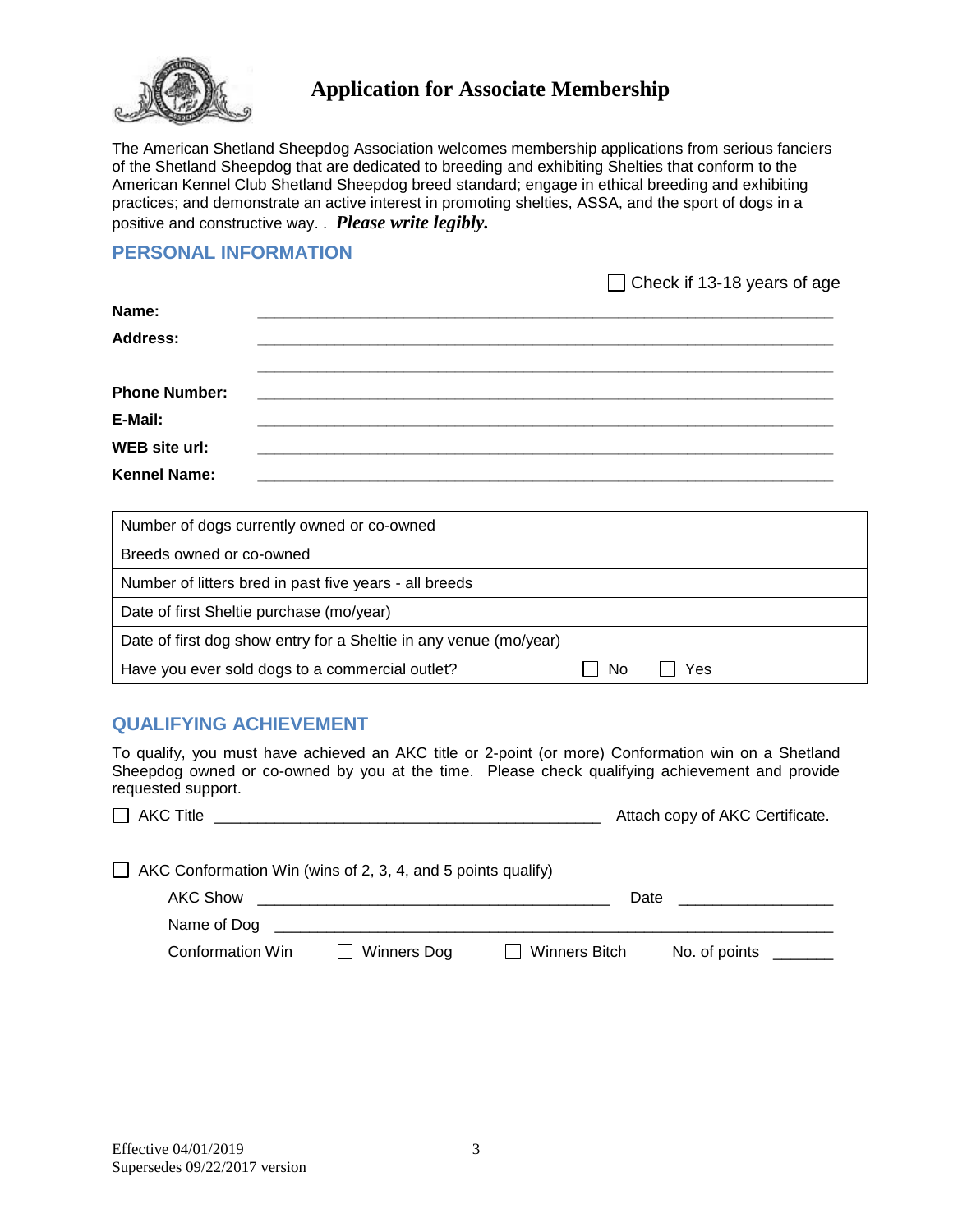# Application for Associate Membership

The American Shetland Sheepdog Association welcomes membership applications from serious fanciers of the Shetland Sheepdog that are dedicated to breeding and exhibiting Shelties that conform to the American Kennel Club Shetland Sheepdog breed standard; engage in ethical breeding and exhibiting practices; and demonstrate an active interest in promoting shelties, ASSA, and the sport of dogs in a positive and constructive way. . ***Please write legibly.***

## PERSONAL INFORMATION

☐ Check if 13-18 years of age

**Name:** ____________________________________________

**Address:** ____________________________________________

____________________________________________

**Phone Number:** ____________________________________________

**E-Mail:** ____________________________________________

**WEB site url:** ____________________________________________

**Kennel Name:** ____________________________________________

| | |
|---|---|
| Number of dogs currently owned or co-owned | |
| Breeds owned or co-owned | |
| Number of litters bred in past five years - all breeds | |
| Date of first Sheltie purchase (mo/year) | |
| Date of first dog show entry for a Sheltie in any venue (mo/year) | |
| Have you ever sold dogs to a commercial outlet? | ☐ No ☐ Yes |

## QUALIFYING ACHIEVEMENT

To qualify, you must have achieved an AKC title or 2-point (or more) Conformation win on a Shetland Sheepdog owned or co-owned by you at the time. Please check qualifying achievement and provide requested support.

☐ AKC Title ____________________________________________ Attach copy of AKC Certificate.

☐ AKC Conformation Win (wins of 2, 3, 4, and 5 points qualify)

AKC Show ________________________________________ Date _________________

Name of Dog ____________________________________________

Conformation Win ☐ Winners Dog ☐ Winners Bitch No. of points _______

Effective 04/01/2019
Supersedes 09/22/2017 version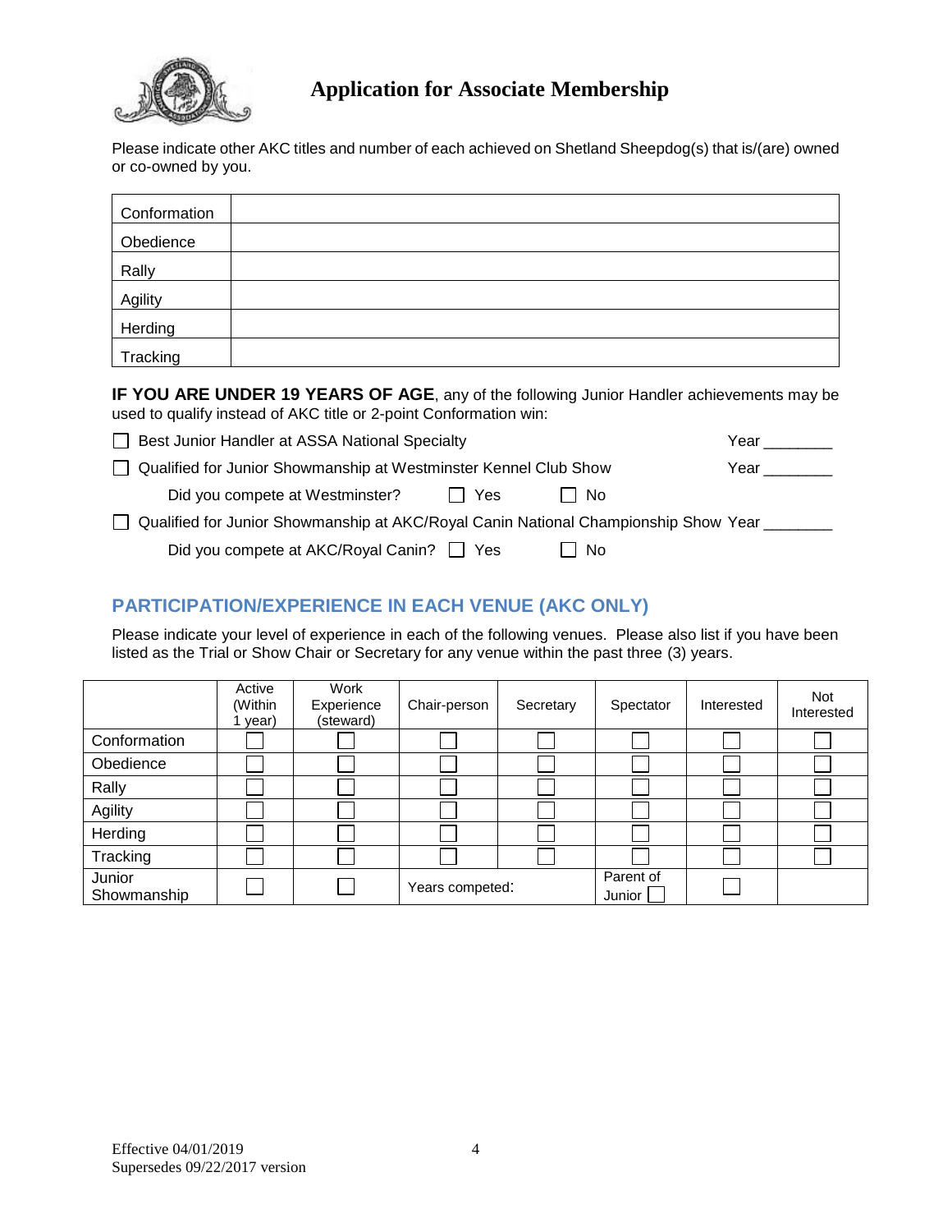# Application for Associate Membership

Please indicate other AKC titles and number of each achieved on Shetland Sheepdog(s) that is/(are) owned or co-owned by you.

| | |
|---|---|
| Conformation | |
| Obedience | |
| Rally | |
| Agility | |
| Herding | |
| Tracking | |

**IF YOU ARE UNDER 19 YEARS OF AGE**, any of the following Junior Handler achievements may be used to qualify instead of AKC title or 2-point Conformation win:

☐ Best Junior Handler at ASSA National Specialty Year ________

☐ Qualified for Junior Showmanship at Westminster Kennel Club Show Year ________

Did you compete at Westminster? ☐ Yes ☐ No

☐ Qualified for Junior Showmanship at AKC/Royal Canin National Championship Show Year ________

Did you compete at AKC/Royal Canin? ☐ Yes ☐ No

## PARTICIPATION/EXPERIENCE IN EACH VENUE (AKC ONLY)

Please indicate your level of experience in each of the following venues. Please also list if you have been listed as the Trial or Show Chair or Secretary for any venue within the past three (3) years.

| | Active (Within 1 year) | Work Experience (steward) | Chair-person | Secretary | Spectator | Interested | Not Interested |
|---|---|---|---|---|---|---|---|
| Conformation | ☐ | ☐ | ☐ | ☐ | ☐ | ☐ | ☐ |
| Obedience | ☐ | ☐ | ☐ | ☐ | ☐ | ☐ | ☐ |
| Rally | ☐ | ☐ | ☐ | ☐ | ☐ | ☐ | ☐ |
| Agility | ☐ | ☐ | ☐ | ☐ | ☐ | ☐ | ☐ |
| Herding | ☐ | ☐ | ☐ | ☐ | ☐ | ☐ | ☐ |
| Tracking | ☐ | ☐ | ☐ | ☐ | ☐ | ☐ | ☐ |
| Junior Showmanship | ☐ | ☐ | Years competed: | | Parent of Junior ☐ | ☐ | |

Effective 04/01/2019
Supersedes 09/22/2017 version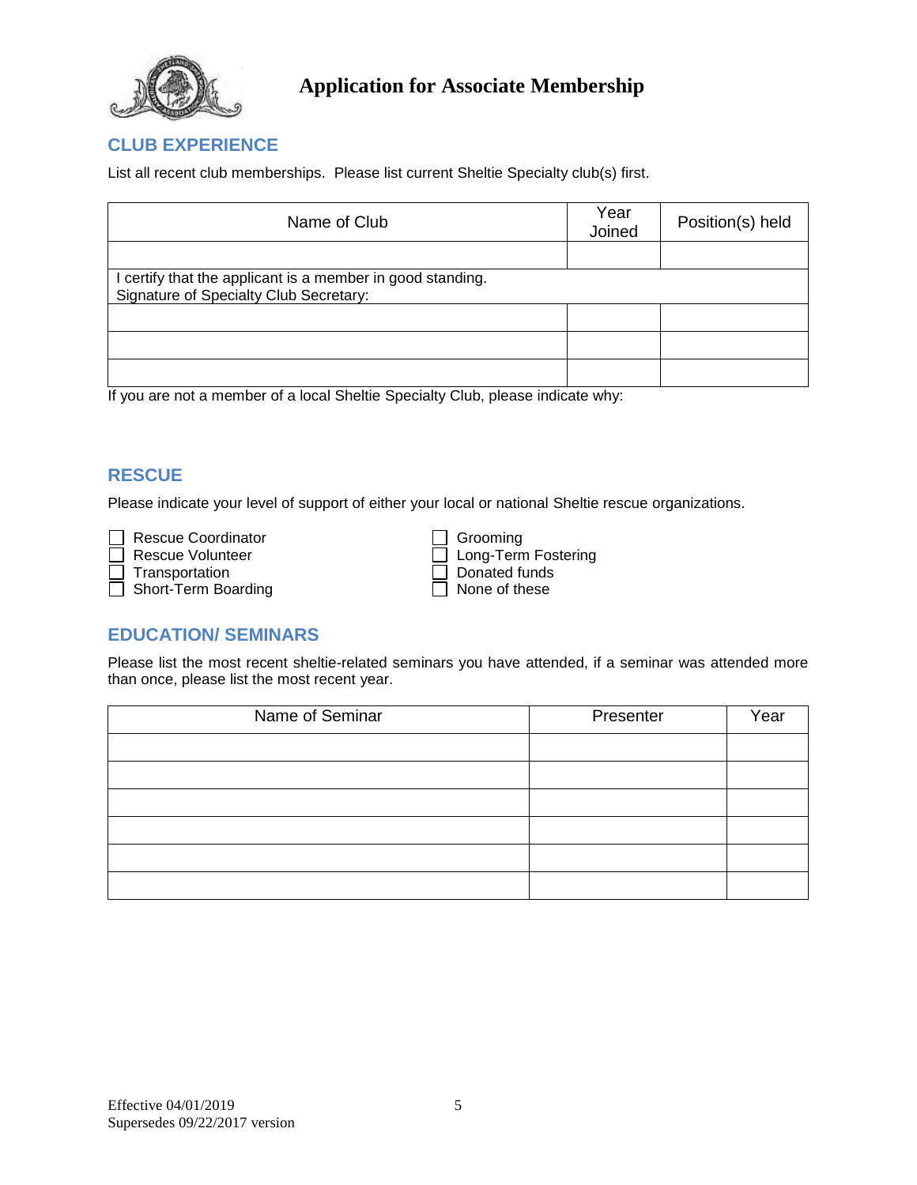# Application for Associate Membership

## CLUB EXPERIENCE

List all recent club memberships. Please list current Sheltie Specialty club(s) first.

| Name of Club | Year Joined | Position(s) held |
|---|---|---|
| | | |
| I certify that the applicant is a member in good standing. Signature of Specialty Club Secretary: | | |
| | | |
| | | |
| | | |

If you are not a member of a local Sheltie Specialty Club, please indicate why:

## RESCUE

Please indicate your level of support of either your local or national Sheltie rescue organizations.

- ☐ Rescue Coordinator
- ☐ Rescue Volunteer
- ☐ Transportation
- ☐ Short-Term Boarding
- ☐ Grooming
- ☐ Long-Term Fostering
- ☐ Donated funds
- ☐ None of these

## EDUCATION/ SEMINARS

Please list the most recent sheltie-related seminars you have attended, if a seminar was attended more than once, please list the most recent year.

| Name of Seminar | Presenter | Year |
|---|---|---|
| | | |
| | | |
| | | |
| | | |
| | | |
| | | |

Effective 04/01/2019
Supersedes 09/22/2017 version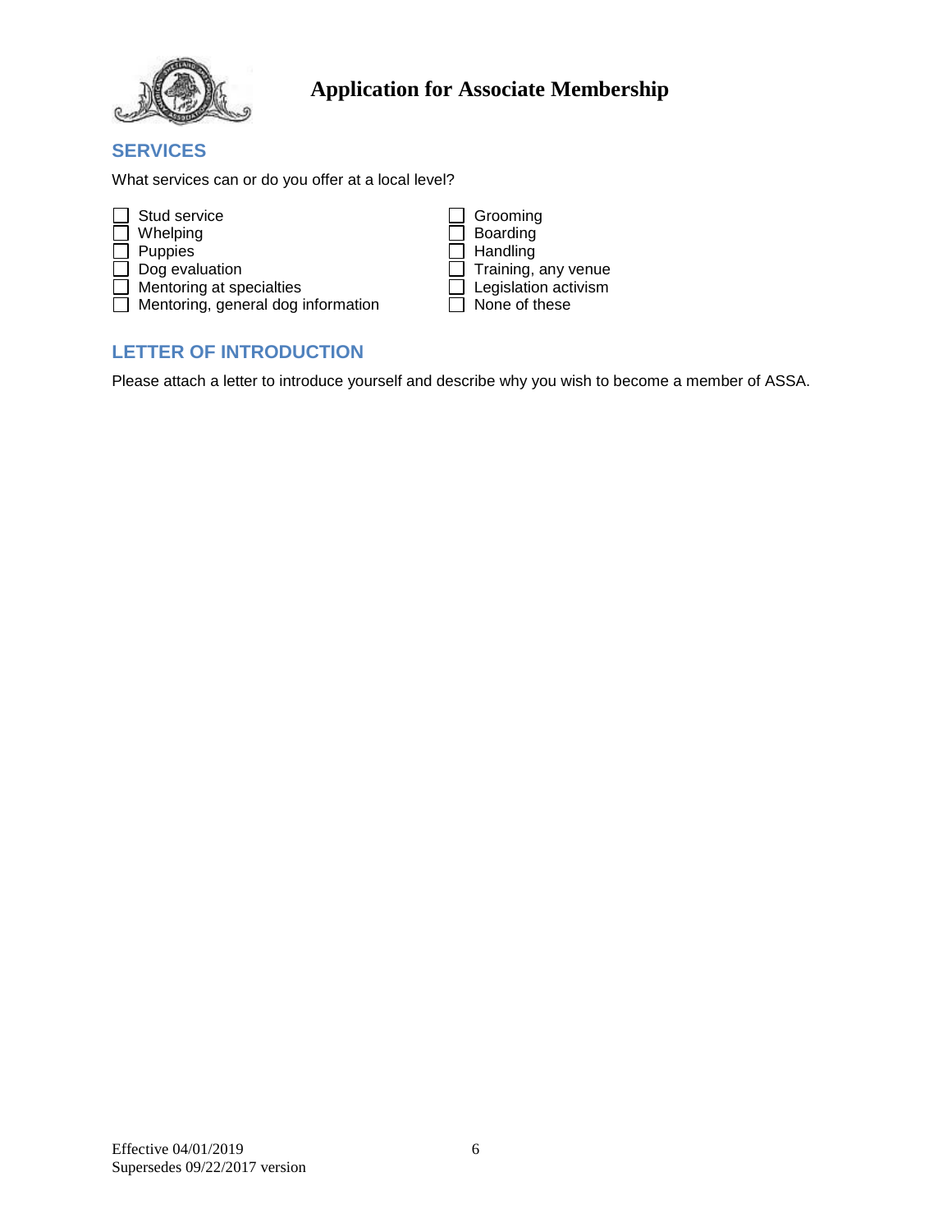# Application for Associate Membership

## SERVICES

What services can or do you offer at a local level?

- ☐ Stud service
- ☐ Whelping
- ☐ Puppies
- ☐ Dog evaluation
- ☐ Mentoring at specialties
- ☐ Mentoring, general dog information
- ☐ Grooming
- ☐ Boarding
- ☐ Handling
- ☐ Training, any venue
- ☐ Legislation activism
- ☐ None of these

## LETTER OF INTRODUCTION

Please attach a letter to introduce yourself and describe why you wish to become a member of ASSA.

Effective 04/01/2019
Supersedes 09/22/2017 version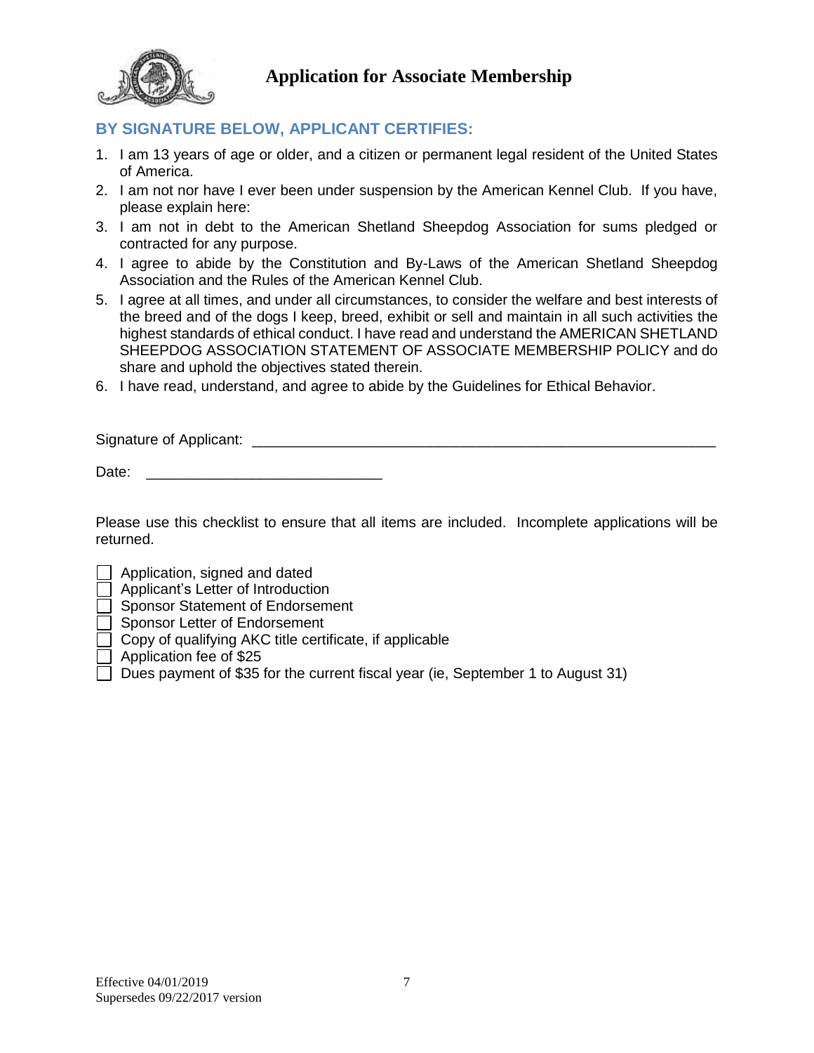# Application for Associate Membership

## BY SIGNATURE BELOW, APPLICANT CERTIFIES:

1. I am 13 years of age or older, and a citizen or permanent legal resident of the United States of America.
2. I am not nor have I ever been under suspension by the American Kennel Club. If you have, please explain here:
3. I am not in debt to the American Shetland Sheepdog Association for sums pledged or contracted for any purpose.
4. I agree to abide by the Constitution and By-Laws of the American Shetland Sheepdog Association and the Rules of the American Kennel Club.
5. I agree at all times, and under all circumstances, to consider the welfare and best interests of the breed and of the dogs I keep, breed, exhibit or sell and maintain in all such activities the highest standards of ethical conduct. I have read and understand the AMERICAN SHETLAND SHEEPDOG ASSOCIATION STATEMENT OF ASSOCIATE MEMBERSHIP POLICY and do share and uphold the objectives stated therein.
6. I have read, understand, and agree to abide by the Guidelines for Ethical Behavior.

Signature of Applicant: ___________________________________________________________

Date: ______________________________

Please use this checklist to ensure that all items are included. Incomplete applications will be returned.

- ☐ Application, signed and dated
- ☐ Applicant's Letter of Introduction
- ☐ Sponsor Statement of Endorsement
- ☐ Sponsor Letter of Endorsement
- ☐ Copy of qualifying AKC title certificate, if applicable
- ☐ Application fee of $25
- ☐ Dues payment of $35 for the current fiscal year (ie, September 1 to August 31)

Effective 04/01/2019
Supersedes 09/22/2017 version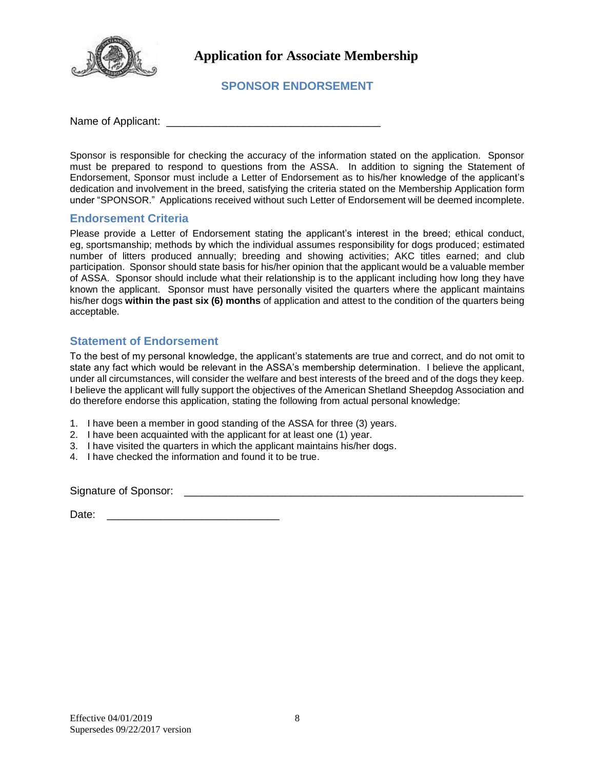# Application for Associate Membership

## SPONSOR ENDORSEMENT

Name of Applicant: ___________________________________

Sponsor is responsible for checking the accuracy of the information stated on the application. Sponsor must be prepared to respond to questions from the ASSA. In addition to signing the Statement of Endorsement, Sponsor must include a Letter of Endorsement as to his/her knowledge of the applicant's dedication and involvement in the breed, satisfying the criteria stated on the Membership Application form under "SPONSOR." Applications received without such Letter of Endorsement will be deemed incomplete.

### Endorsement Criteria

Please provide a Letter of Endorsement stating the applicant's interest in the breed; ethical conduct, eg, sportsmanship; methods by which the individual assumes responsibility for dogs produced; estimated number of litters produced annually; breeding and showing activities; AKC titles earned; and club participation. Sponsor should state basis for his/her opinion that the applicant would be a valuable member of ASSA. Sponsor should include what their relationship is to the applicant including how long they have known the applicant. Sponsor must have personally visited the quarters where the applicant maintains his/her dogs **within the past six (6) months** of application and attest to the condition of the quarters being acceptable.

### Statement of Endorsement

To the best of my personal knowledge, the applicant's statements are true and correct, and do not omit to state any fact which would be relevant in the ASSA's membership determination. I believe the applicant, under all circumstances, will consider the welfare and best interests of the breed and of the dogs they keep. I believe the applicant will fully support the objectives of the American Shetland Sheepdog Association and do therefore endorse this application, stating the following from actual personal knowledge:

1. I have been a member in good standing of the ASSA for three (3) years.
2. I have been acquainted with the applicant for at least one (1) year.
3. I have visited the quarters in which the applicant maintains his/her dogs.
4. I have checked the information and found it to be true.

Signature of Sponsor: ____________________________________________________________

Date: ____________________________

Effective 04/01/2019
Supersedes 09/22/2017 version